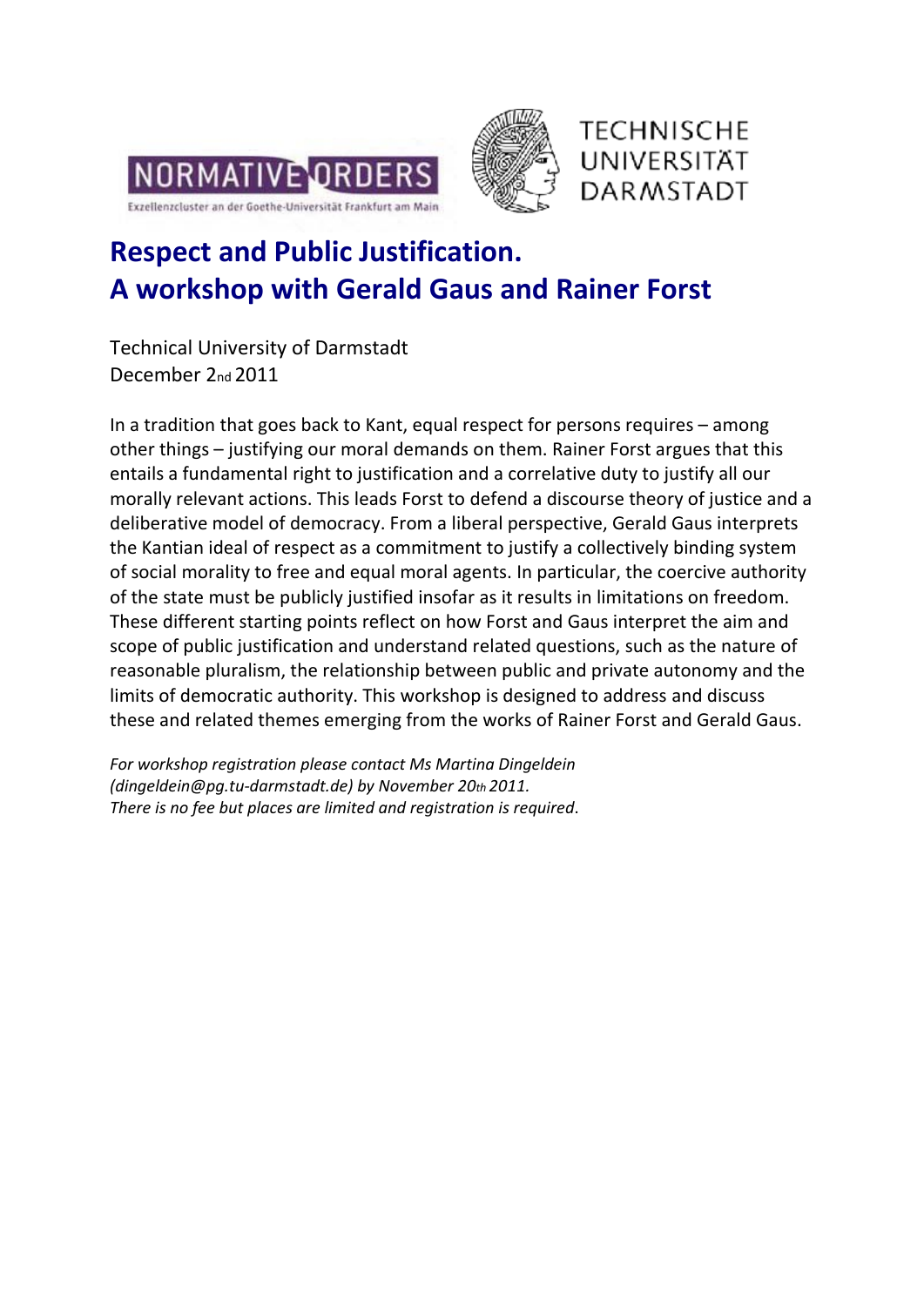NORMATIVE ORDERS

Exzellenzcluster an der Goethe-Universität Frankfurt am Main

TECHNISCHE UNIVERSITÄT DARMSTADT

# Respect and Public Justification. A workshop with Gerald Gaus and Rainer Forst

Technical University of Darmstadt
December 2nd 2011

In a tradition that goes back to Kant, equal respect for persons requires – among other things – justifying our moral demands on them. Rainer Forst argues that this entails a fundamental right to justification and a correlative duty to justify all our morally relevant actions. This leads Forst to defend a discourse theory of justice and a deliberative model of democracy. From a liberal perspective, Gerald Gaus interprets the Kantian ideal of respect as a commitment to justify a collectively binding system of social morality to free and equal moral agents. In particular, the coercive authority of the state must be publicly justified insofar as it results in limitations on freedom. These different starting points reflect on how Forst and Gaus interpret the aim and scope of public justification and understand related questions, such as the nature of reasonable pluralism, the relationship between public and private autonomy and the limits of democratic authority. This workshop is designed to address and discuss these and related themes emerging from the works of Rainer Forst and Gerald Gaus.

*For workshop registration please contact Ms Martina Dingeldein (dingeldein@pg.tu-darmstadt.de) by November 20th 2011.*
*There is no fee but places are limited and registration is required.*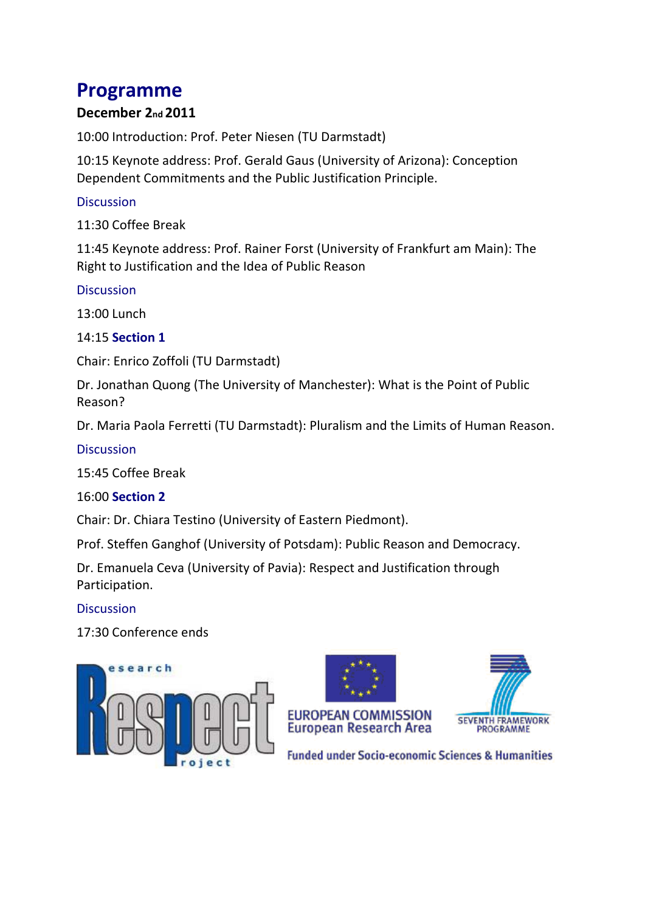# Programme

**December 2nd 2011**

10:00 Introduction: Prof. Peter Niesen (TU Darmstadt)

10:15 Keynote address: Prof. Gerald Gaus (University of Arizona): Conception Dependent Commitments and the Public Justification Principle.

Discussion

11:30 Coffee Break

11:45 Keynote address: Prof. Rainer Forst (University of Frankfurt am Main): The Right to Justification and the Idea of Public Reason

Discussion

13:00 Lunch

14:15 **Section 1**

Chair: Enrico Zoffoli (TU Darmstadt)

Dr. Jonathan Quong (The University of Manchester): What is the Point of Public Reason?

Dr. Maria Paola Ferretti (TU Darmstadt): Pluralism and the Limits of Human Reason.

Discussion

15:45 Coffee Break

16:00 **Section 2**

Chair: Dr. Chiara Testino (University of Eastern Piedmont).

Prof. Steffen Ganghof (University of Potsdam): Public Reason and Democracy.

Dr. Emanuela Ceva (University of Pavia): Respect and Justification through Participation.

Discussion

17:30 Conference ends

Research Respect Project

EUROPEAN COMMISSION
European Research Area

SEVENTH FRAMEWORK PROGRAMME

Funded under Socio-economic Sciences & Humanities